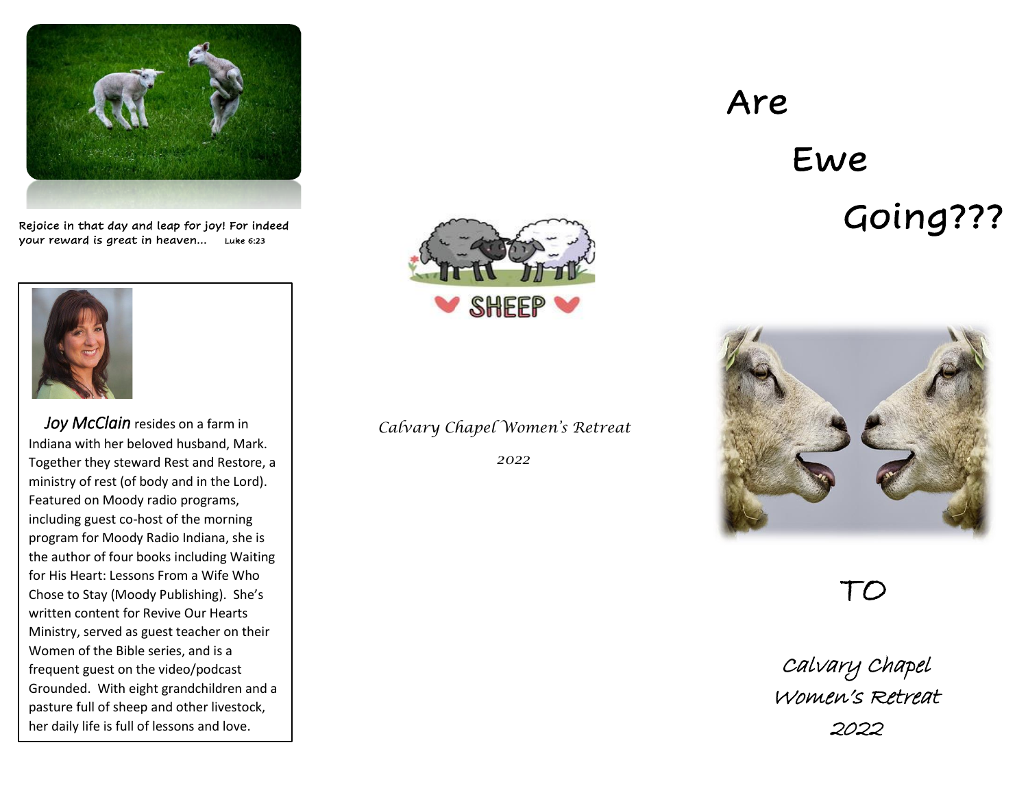Rejoice in that day and leap for joy! For indeed your reward is great in heaven... Luke 6:23

*Joy McClain* resides on a farm in Indiana with her beloved husband, Mark. Together they steward Rest and Restore, a ministry of rest (of body and in the Lord). Featured on Moody radio programs, including guest co-host of the morning program for Moody Radio Indiana, she is the author of four books including Waiting for His Heart: Lessons From a Wife Who Chose to Stay (Moody Publishing). She's written content for Revive Our Hearts Ministry, served as guest teacher on their Women of the Bible series, and is a frequent guest on the video/podcast Grounded. With eight grandchildren and a pasture full of sheep and other livestock, her daily life is full of lessons and love.

SHEEP

*Calvary Chapel Women's Retreat*

*2022*

# Are Ewe Going???

TO

Calvary Chapel Women's Retreat 2022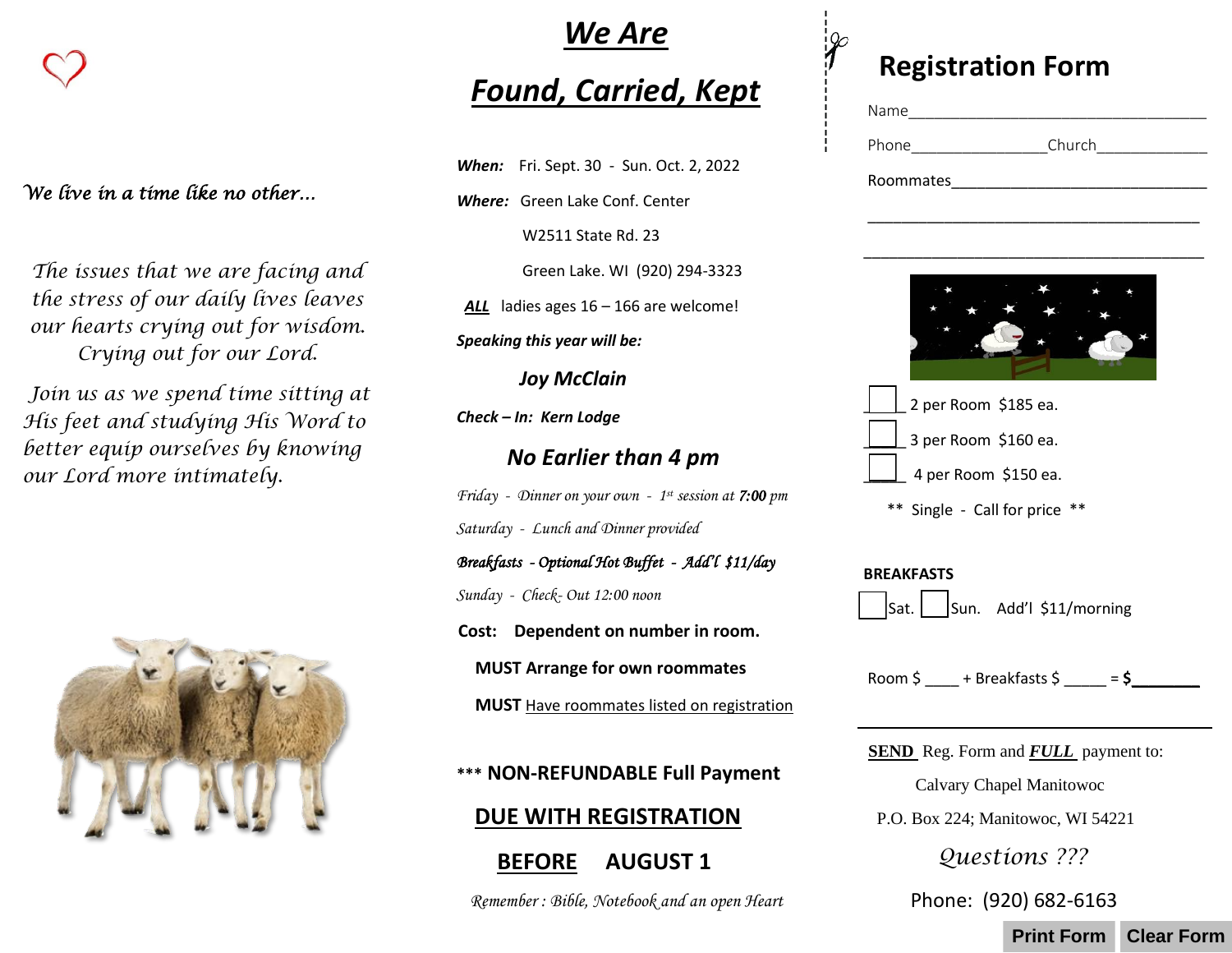*We live in a time like no other…*

*The issues that we are facing and the stress of our daily lives leaves our hearts crying out for wisdom. Crying out for our Lord.*

*Join us as we spend time sitting at His feet and studying His Word to better equip ourselves by knowing our Lord more intimately.*

# *We Are*

# *Found, Carried, Kept*

***When:*** Fri. Sept. 30 - Sun. Oct. 2, 2022

***Where:*** Green Lake Conf. Center
W2511 State Rd. 23
Green Lake. WI (920) 294-3323

***ALL*** ladies ages 16 – 166 are welcome!

***Speaking this year will be:***

***Joy McClain***

***Check – In: Kern Lodge***

***No Earlier than 4 pm***

*Friday - Dinner on your own - 1st session at **7:00** pm*

*Saturday - Lunch and Dinner provided*

***Breakfasts - Optional Hot Buffet - Add'l $11/day***

*Sunday - Check- Out 12:00 noon*

**Cost: Dependent on number in room.**

**MUST Arrange for own roommates**

**MUST** Have roommates listed on registration

**\*\*\* NON-REFUNDABLE Full Payment**

**DUE WITH REGISTRATION**

**BEFORE AUGUST 1**

*Remember : Bible, Notebook and an open Heart*

## Registration Form

Name___________________________________

Phone________________Church_____________

Roommates______________________________

________________________________________

________________________________________

☐ 2 per Room $185 ea.

☐ 3 per Room $160 ea.

☐ 4 per Room $150 ea.

\*\* Single - Call for price \*\*

**BREAKFASTS**

☐ Sat. ☐ Sun. Add'l $11/morning

Room $ ____ + Breakfasts $ _____ = **$________**

**SEND** Reg. Form and ***FULL*** payment to:

Calvary Chapel Manitowoc

P.O. Box 224; Manitowoc, WI 54221

*Questions ???*

Phone: (920) 682-6163

Print Form Clear Form